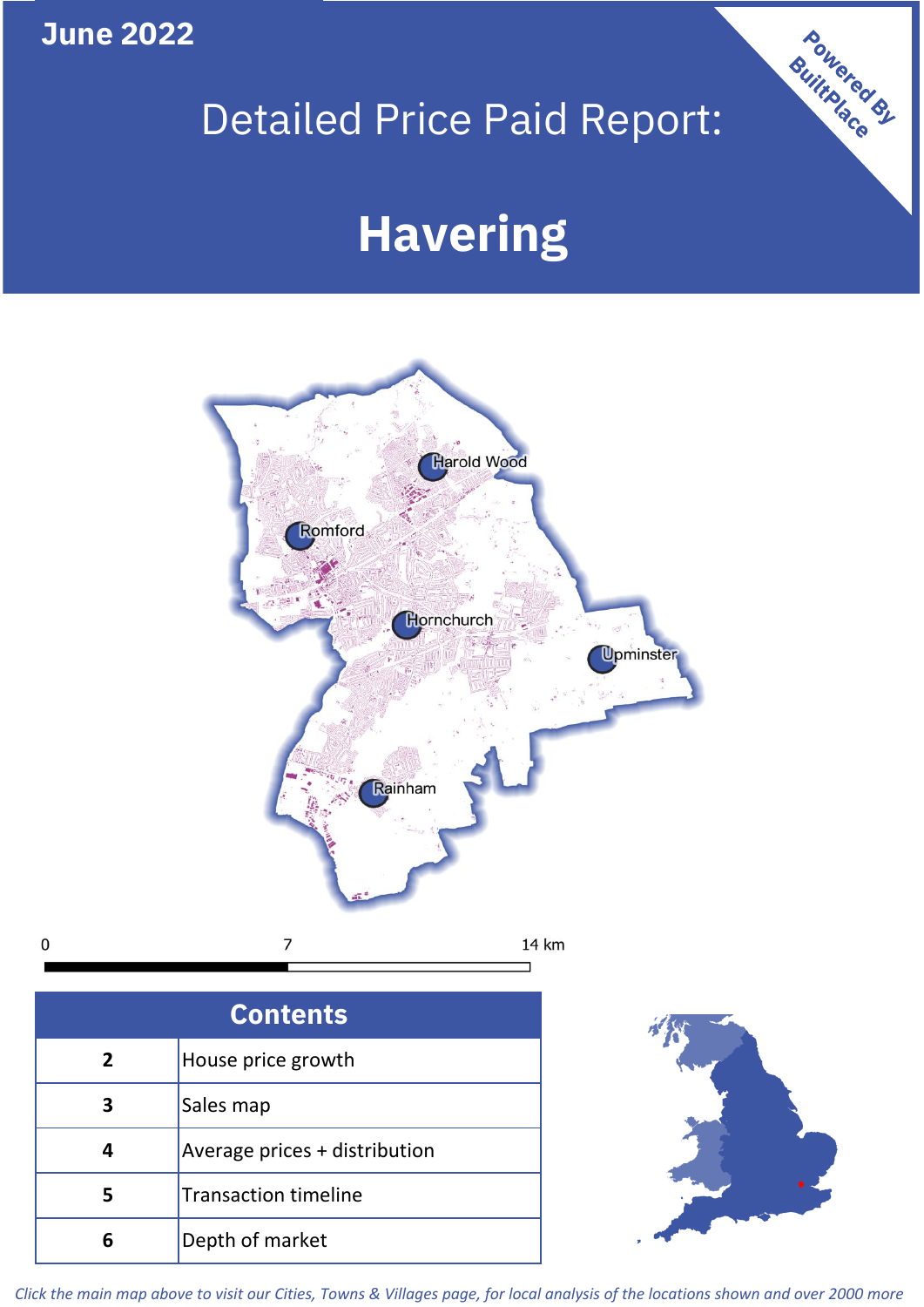June 2022

# Detailed Price Paid Report:

# Havering

Powered By BuiltPlace

Harold Wood
Romford
Hornchurch
Upminster
Rainham

0 7 14 km

| Contents | |
|---|---|
| 2 | House price growth |
| 3 | Sales map |
| 4 | Average prices + distribution |
| 5 | Transaction timeline |
| 6 | Depth of market |

*Click the main map above to visit our Cities, Towns & Villages page, for local analysis of the locations shown and over 2000 more*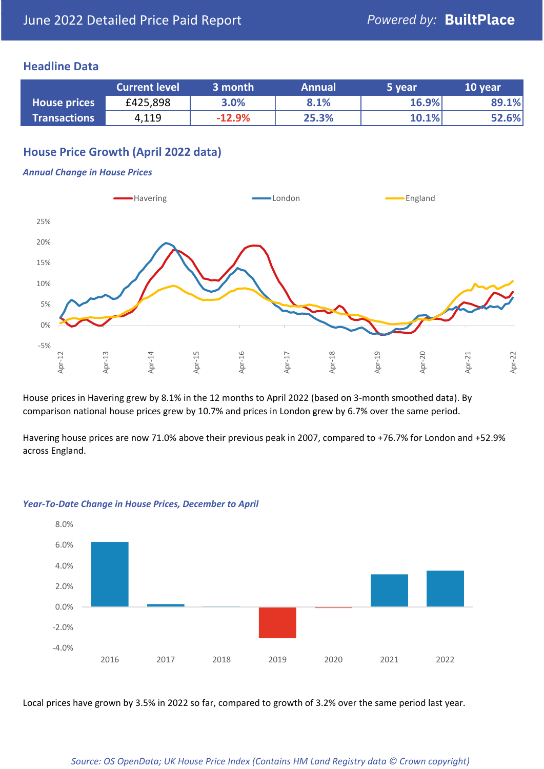June 2022 Detailed Price Paid Report

## Headline Data

| | Current level | 3 month | Annual | 5 year | 10 year |
|---|---|---|---|---|---|
| House prices | £425,898 | 3.0% | 8.1% | 16.9% | 89.1% |
| Transactions | 4,119 | -12.9% | 25.3% | 10.1% | 52.6% |

## House Price Growth (April 2022 data)

### *Annual Change in House Prices*

House prices in Havering grew by 8.1% in the 12 months to April 2022 (based on 3-month smoothed data). By comparison national house prices grew by 10.7% and prices in London grew by 6.7% over the same period.

Havering house prices are now 71.0% above their previous peak in 2007, compared to +76.7% for London and +52.9% across England.

### *Year-To-Date Change in House Prices, December to April*

Local prices have grown by 3.5% in 2022 so far, compared to growth of 3.2% over the same period last year.

*Source: OS OpenData; UK House Price Index (Contains HM Land Registry data © Crown copyright)*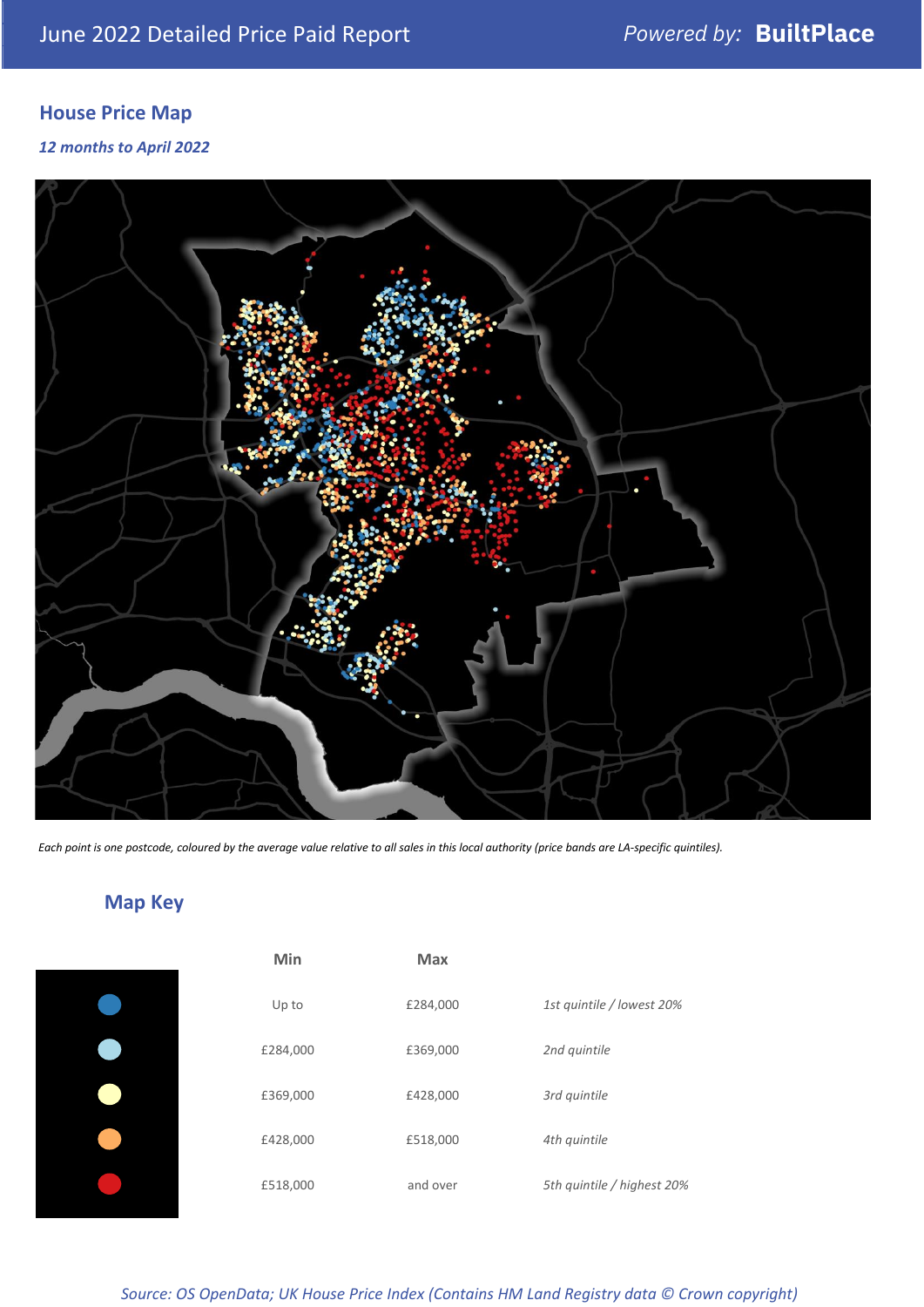June 2022 Detailed Price Paid Report

*Powered by:* **BuiltPlace**

## House Price Map

*12 months to April 2022*

*Each point is one postcode, coloured by the average value relative to all sales in this local authority (price bands are LA-specific quintiles).*

## Map Key

| | Min | Max | |
|---|---|---|---|
| Dark blue | Up to | £284,000 | *1st quintile / lowest 20%* |
| Light blue | £284,000 | £369,000 | *2nd quintile* |
| Pale yellow | £369,000 | £428,000 | *3rd quintile* |
| Orange | £428,000 | £518,000 | *4th quintile* |
| Red | £518,000 | and over | *5th quintile / highest 20%* |

*Source: OS OpenData; UK House Price Index (Contains HM Land Registry data © Crown copyright)*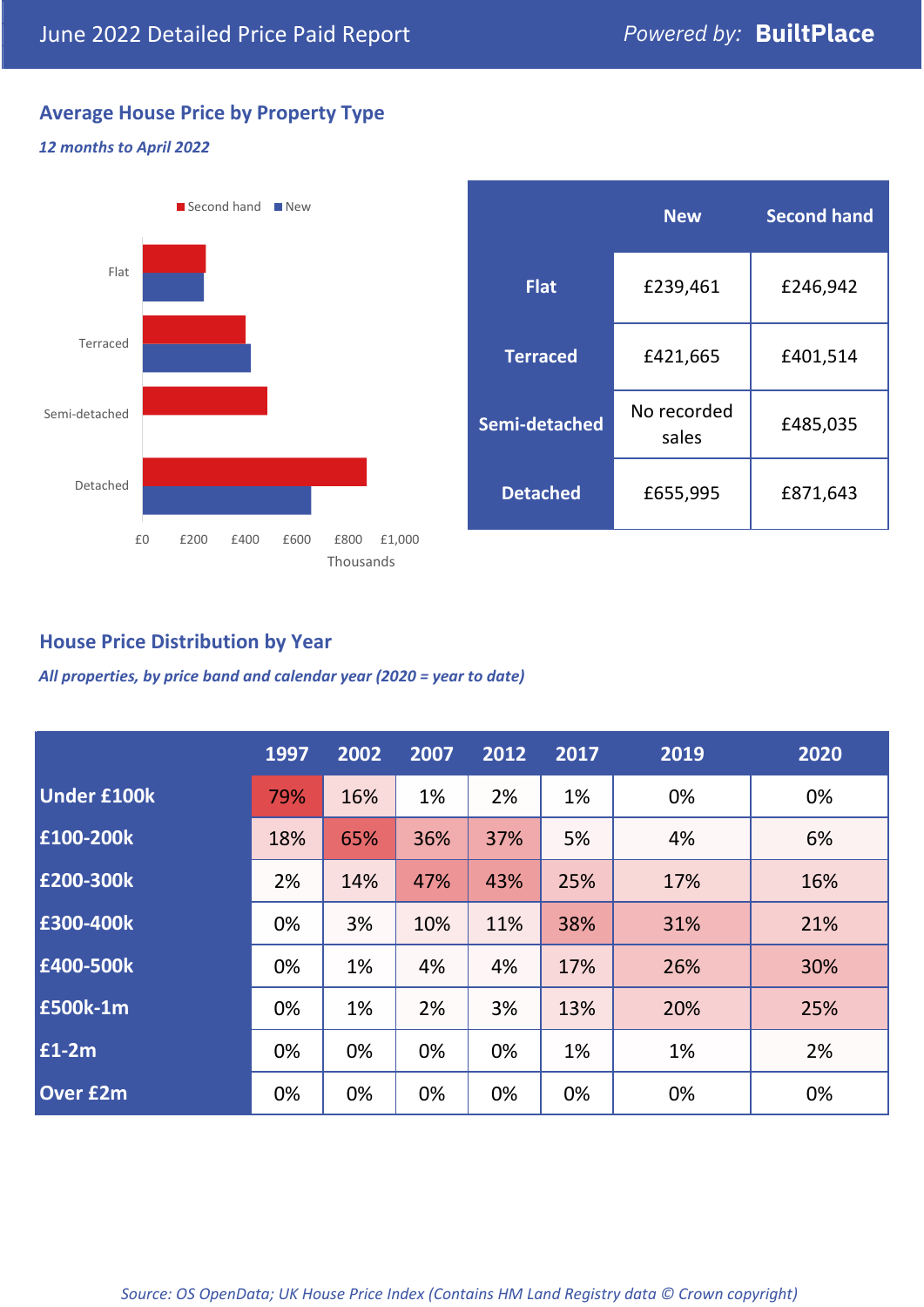June 2022 Detailed Price Paid Report

Powered by: **BuiltPlace**

## Average House Price by Property Type

*12 months to April 2022*

| | New | Second hand |
|---|---|---|
| **Flat** | £239,461 | £246,942 |
| **Terraced** | £421,665 | £401,514 |
| **Semi-detached** | No recorded sales | £485,035 |
| **Detached** | £655,995 | £871,643 |

## House Price Distribution by Year

*All properties, by price band and calendar year (2020 = year to date)*

| | 1997 | 2002 | 2007 | 2012 | 2017 | 2019 | 2020 |
|---|---|---|---|---|---|---|---|
| **Under £100k** | 79% | 16% | 1% | 2% | 1% | 0% | 0% |
| **£100-200k** | 18% | 65% | 36% | 37% | 5% | 4% | 6% |
| **£200-300k** | 2% | 14% | 47% | 43% | 25% | 17% | 16% |
| **£300-400k** | 0% | 3% | 10% | 11% | 38% | 31% | 21% |
| **£400-500k** | 0% | 1% | 4% | 4% | 17% | 26% | 30% |
| **£500k-1m** | 0% | 1% | 2% | 3% | 13% | 20% | 25% |
| **£1-2m** | 0% | 0% | 0% | 0% | 1% | 1% | 2% |
| **Over £2m** | 0% | 0% | 0% | 0% | 0% | 0% | 0% |

*Source: OS OpenData; UK House Price Index (Contains HM Land Registry data © Crown copyright)*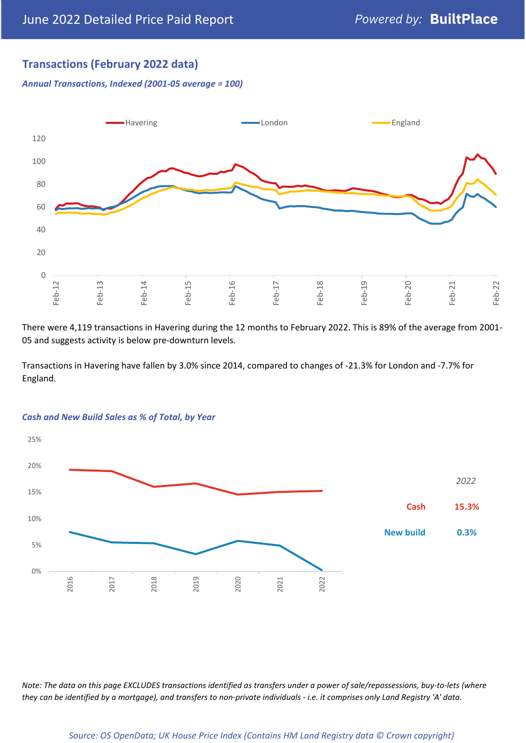## Transactions (February 2022 data)

*Annual Transactions, Indexed (2001-05 average = 100)*

There were 4,119 transactions in Havering during the 12 months to February 2022. This is 89% of the average from 2001-05 and suggests activity is below pre-downturn levels.

Transactions in Havering have fallen by 3.0% since 2014, compared to changes of -21.3% for London and -7.7% for England.

*Cash and New Build Sales as % of Total, by Year*

| 2022 | |
|---|---|
| Cash | 15.3% |
| New build | 0.3% |

*Note: The data on this page EXCLUDES transactions identified as transfers under a power of sale/repossessions, buy-to-lets (where they can be identified by a mortgage), and transfers to non-private individuals - i.e. it comprises only Land Registry 'A' data.*

*Source: OS OpenData; UK House Price Index (Contains HM Land Registry data © Crown copyright)*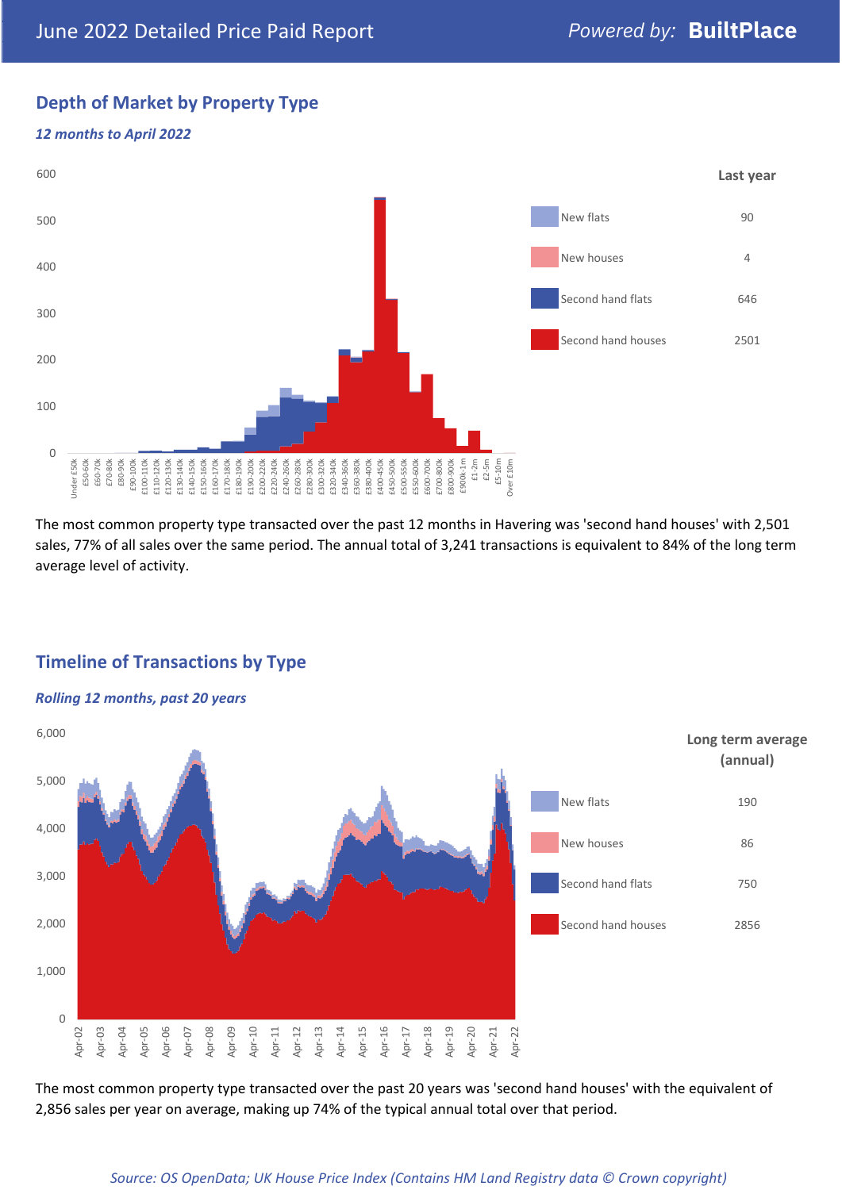June 2022 Detailed Price Paid Report

*Powered by:* **BuiltPlace**

## Depth of Market by Property Type

***12 months to April 2022***

600
500
400
300
200
100
0

Under £50k, £50-60k, £60-70k, £70-80k, £80-90k, £90-100k, £100-110k, £110-120k, £120-130k, £130-140k, £140-150k, £150-160k, £160-170k, £170-180k, £180-190k, £190-200k, £200-220k, £220-240k, £240-260k, £260-280k, £280-300k, £300-320k, £320-340k, £340-360k, £360-380k, £380-400k, £400-450k, £450-500k, £500-550k, £550-600k, £600-700k, £700-800k, £800-900k, £900k-1m, £1-2m, £2-5m, £5-10m, Over £10m

**Last year**

New flats 90
New houses 4
Second hand flats 646
Second hand houses 2501

The most common property type transacted over the past 12 months in Havering was 'second hand houses' with 2,501 sales, 77% of all sales over the same period. The annual total of 3,241 transactions is equivalent to 84% of the long term average level of activity.

## Timeline of Transactions by Type

***Rolling 12 months, past 20 years***

6,000
5,000
4,000
3,000
2,000
1,000
0

Apr-02, Apr-03, Apr-04, Apr-05, Apr-06, Apr-07, Apr-08, Apr-09, Apr-10, Apr-11, Apr-12, Apr-13, Apr-14, Apr-15, Apr-16, Apr-17, Apr-18, Apr-19, Apr-20, Apr-21, Apr-22

**Long term average (annual)**

New flats 190
New houses 86
Second hand flats 750
Second hand houses 2856

The most common property type transacted over the past 20 years was 'second hand houses' with the equivalent of 2,856 sales per year on average, making up 74% of the typical annual total over that period.

*Source: OS OpenData; UK House Price Index (Contains HM Land Registry data © Crown copyright)*